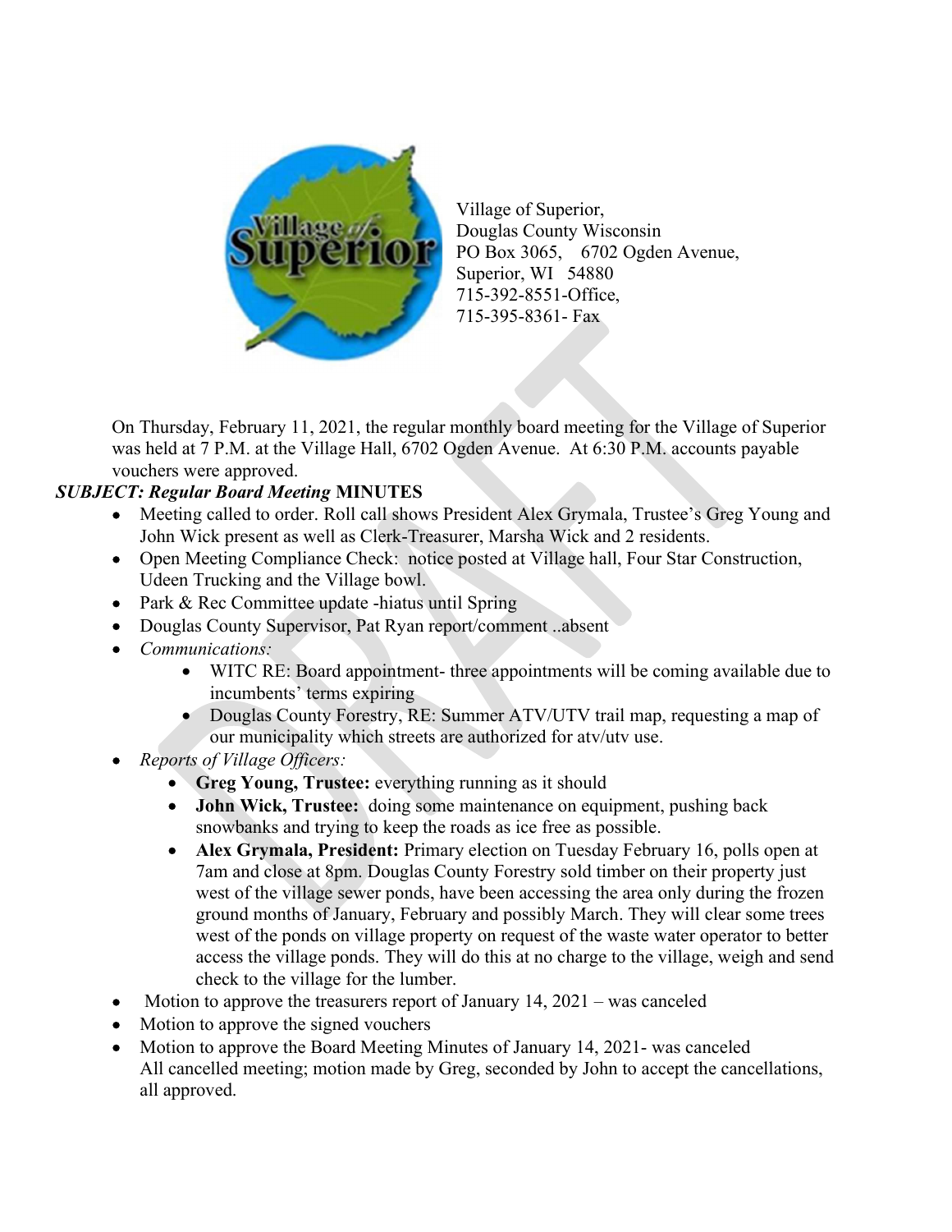Village of Superior,
Douglas County Wisconsin
PO Box 3065, 6702 Ogden Avenue,
Superior, WI 54880
715-392-8551-Office,
715-395-8361- Fax

On Thursday, February 11, 2021, the regular monthly board meeting for the Village of Superior was held at 7 P.M. at the Village Hall, 6702 Ogden Avenue. At 6:30 P.M. accounts payable vouchers were approved.

***SUBJECT: Regular Board Meeting* MINUTES**

- Meeting called to order. Roll call shows President Alex Grymala, Trustee's Greg Young and John Wick present as well as Clerk-Treasurer, Marsha Wick and 2 residents.
- Open Meeting Compliance Check: notice posted at Village hall, Four Star Construction, Udeen Trucking and the Village bowl.
- Park & Rec Committee update -hiatus until Spring
- Douglas County Supervisor, Pat Ryan report/comment ..absent
- *Communications:*
    - WITC RE: Board appointment- three appointments will be coming available due to incumbents' terms expiring
    - Douglas County Forestry, RE: Summer ATV/UTV trail map, requesting a map of our municipality which streets are authorized for atv/utv use.
- *Reports of Village Officers:*
    - **Greg Young, Trustee:** everything running as it should
    - **John Wick, Trustee:** doing some maintenance on equipment, pushing back snowbanks and trying to keep the roads as ice free as possible.
    - **Alex Grymala, President:** Primary election on Tuesday February 16, polls open at 7am and close at 8pm. Douglas County Forestry sold timber on their property just west of the village sewer ponds, have been accessing the area only during the frozen ground months of January, February and possibly March. They will clear some trees west of the ponds on village property on request of the waste water operator to better access the village ponds. They will do this at no charge to the village, weigh and send check to the village for the lumber.
- Motion to approve the treasurers report of January 14, 2021 – was canceled
- Motion to approve the signed vouchers
- Motion to approve the Board Meeting Minutes of January 14, 2021- was canceled
  All cancelled meeting; motion made by Greg, seconded by John to accept the cancellations, all approved.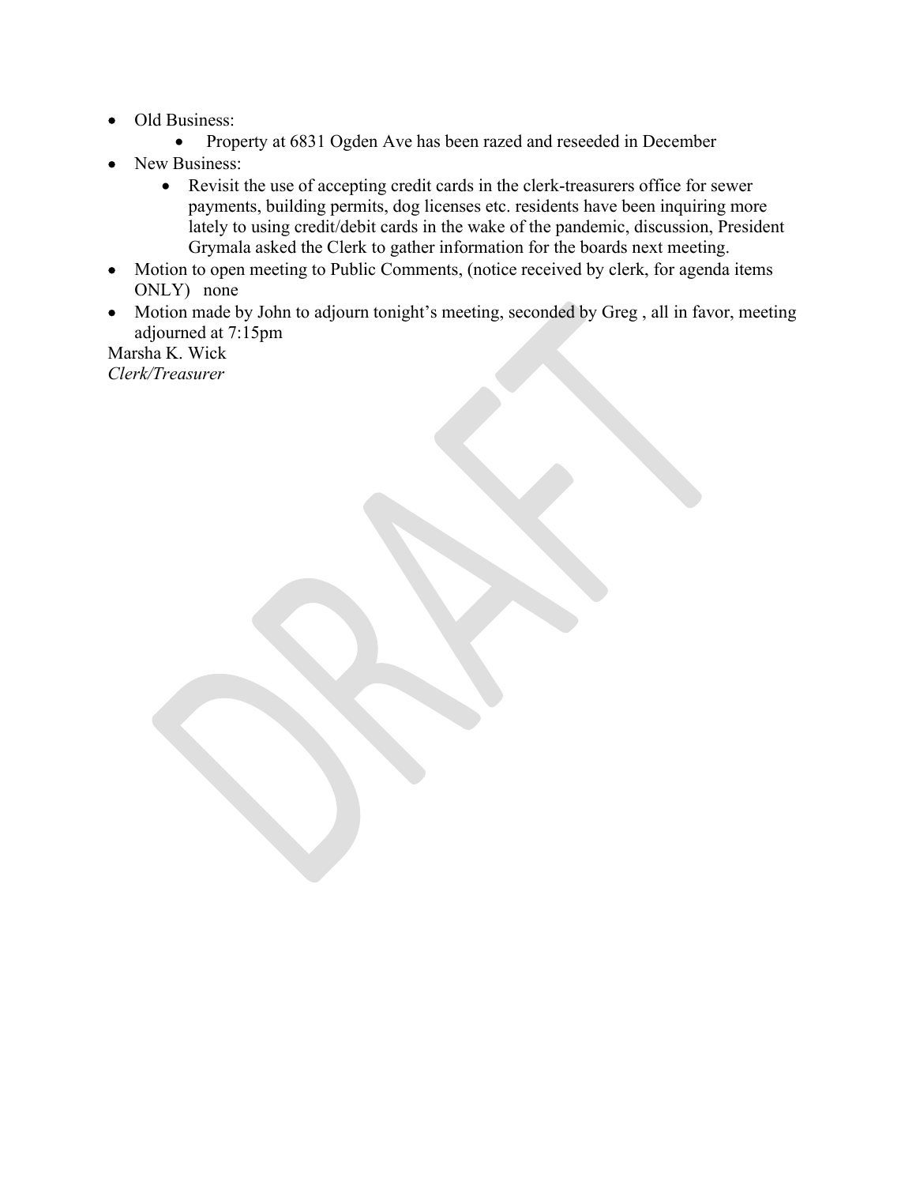- Old Business:
  - Property at 6831 Ogden Ave has been razed and reseeded in December
- New Business:
  - Revisit the use of accepting credit cards in the clerk-treasurers office for sewer payments, building permits, dog licenses etc. residents have been inquiring more lately to using credit/debit cards in the wake of the pandemic, discussion, President Grymala asked the Clerk to gather information for the boards next meeting.
- Motion to open meeting to Public Comments, (notice received by clerk, for agenda items ONLY) none
- Motion made by John to adjourn tonight's meeting, seconded by Greg , all in favor, meeting adjourned at 7:15pm

Marsha K. Wick
*Clerk/Treasurer*